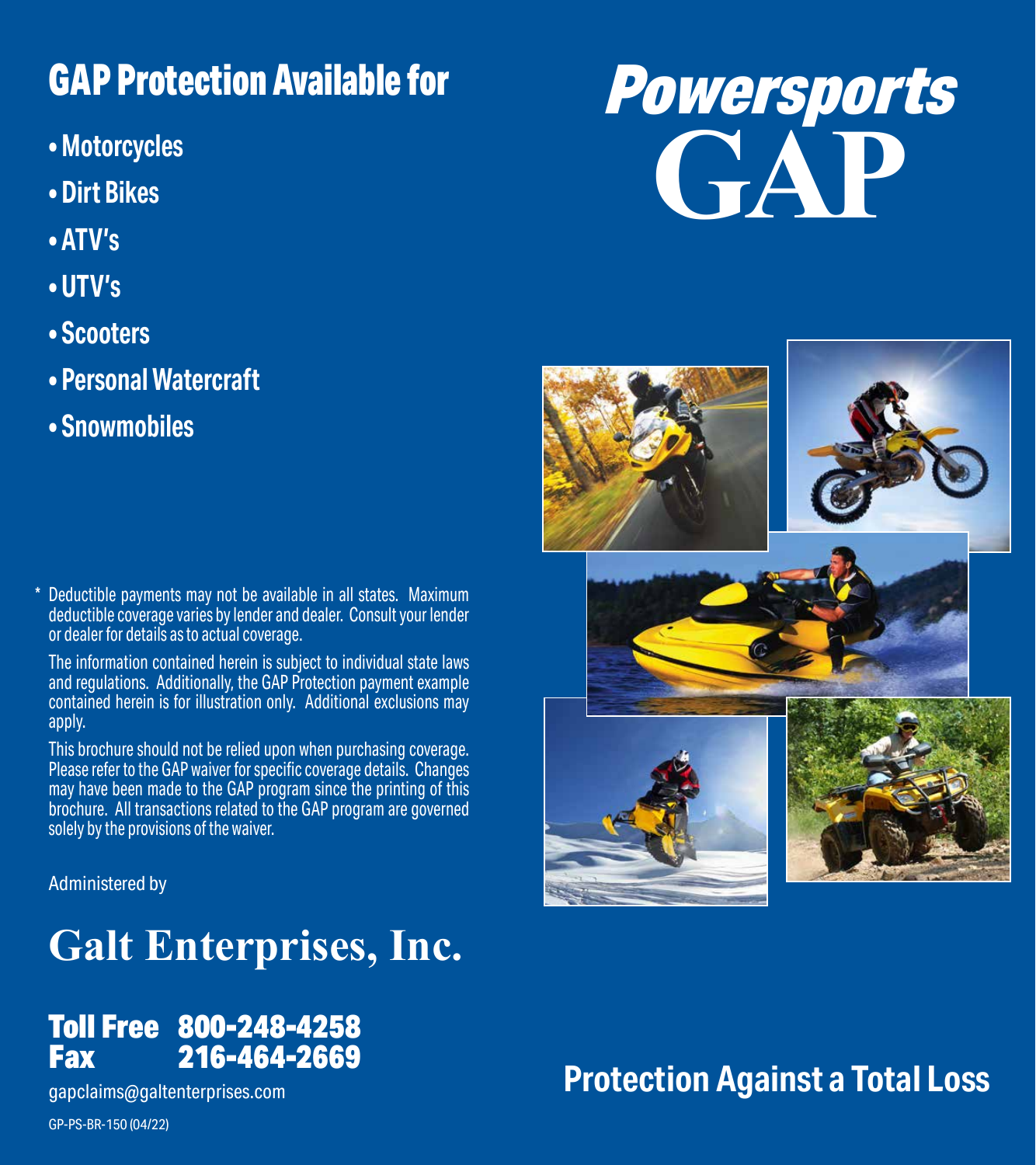## GAP Protection Available for

- Motorcycles
- Dirt Bikes
- ATV's
- UTV's
- Scooters
- Personal Watercraft
- Snowmobiles

\* Deductible payments may not be available in all states. Maximum deductible coverage varies by lender and dealer. Consult your lender or dealer for details as to actual coverage.

The information contained herein is subject to individual state laws and regulations. Additionally, the GAP Protection payment example contained herein is for illustration only. Additional exclusions may apply.

This brochure should not be relied upon when purchasing coverage. Please refer to the GAP waiver for specific coverage details. Changes may have been made to the GAP program since the printing of this brochure. All transactions related to the GAP program are governed solely by the provisions of the waiver.

Administered by

## Galt Enterprises, Inc.

**Toll Free 800-248-4258**
**Fax 216-464-2669**

gapclaims@galtenterprises.com

GP-PS-BR-150 (04/22)

# *Powersports* GAP

## Protection Against a Total Loss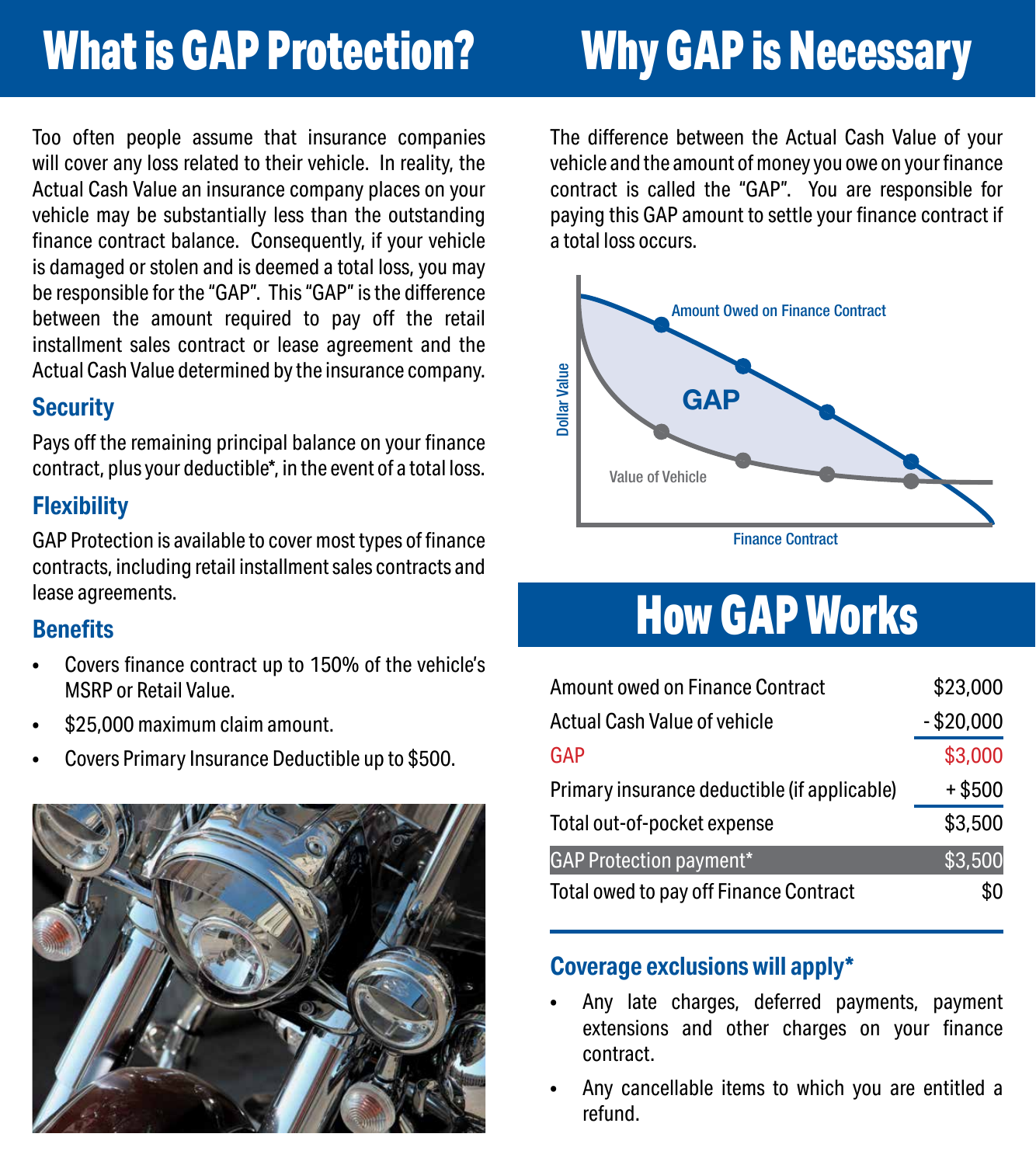# What is GAP Protection?

Too often people assume that insurance companies will cover any loss related to their vehicle. In reality, the Actual Cash Value an insurance company places on your vehicle may be substantially less than the outstanding finance contract balance. Consequently, if your vehicle is damaged or stolen and is deemed a total loss, you may be responsible for the "GAP". This "GAP" is the difference between the amount required to pay off the retail installment sales contract or lease agreement and the Actual Cash Value determined by the insurance company.

### Security

Pays off the remaining principal balance on your finance contract, plus your deductible*, in the event of a total loss.

### Flexibility

GAP Protection is available to cover most types of finance contracts, including retail installment sales contracts and lease agreements.

### Benefits

- Covers finance contract up to 150% of the vehicle's MSRP or Retail Value.
- $25,000 maximum claim amount.
- Covers Primary Insurance Deductible up to $500.

# Why GAP is Necessary

The difference between the Actual Cash Value of your vehicle and the amount of money you owe on your finance contract is called the "GAP". You are responsible for paying this GAP amount to settle your finance contract if a total loss occurs.

Amount Owed on Finance Contract

GAP

Value of Vehicle

Dollar Value

Finance Contract

# How GAP Works

| | |
|---|---|
| Amount owed on Finance Contract | $23,000 |
| Actual Cash Value of vehicle | - $20,000 |
| GAP | $3,000 |
| Primary insurance deductible (if applicable) | + $500 |
| Total out-of-pocket expense | $3,500 |
| GAP Protection payment* | $3,500 |
| Total owed to pay off Finance Contract | $0 |

### Coverage exclusions will apply*

- Any late charges, deferred payments, payment extensions and other charges on your finance contract.
- Any cancellable items to which you are entitled a refund.